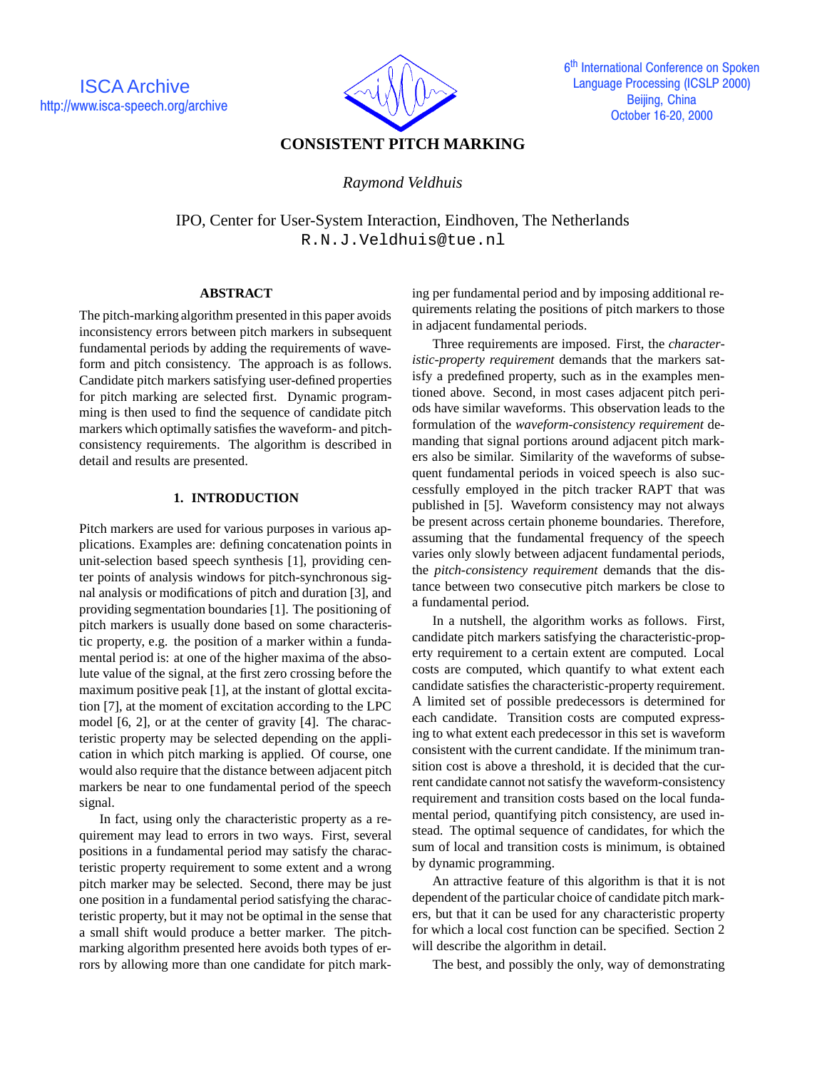ISCA Archive
http://www.isca-speech.org/archive

6th International Conference on Spoken Language Processing (ICSLP 2000)
Beijing, China
October 16-20, 2000

# CONSISTENT PITCH MARKING

*Raymond Veldhuis*

IPO, Center for User-System Interaction, Eindhoven, The Netherlands
R.N.J.Veldhuis@tue.nl

## ABSTRACT

The pitch-marking algorithm presented in this paper avoids inconsistency errors between pitch markers in subsequent fundamental periods by adding the requirements of waveform and pitch consistency. The approach is as follows. Candidate pitch markers satisfying user-defined properties for pitch marking are selected first. Dynamic programming is then used to find the sequence of candidate pitch markers which optimally satisfies the waveform- and pitch-consistency requirements. The algorithm is described in detail and results are presented.

## 1. INTRODUCTION

Pitch markers are used for various purposes in various applications. Examples are: defining concatenation points in unit-selection based speech synthesis [1], providing center points of analysis windows for pitch-synchronous signal analysis or modifications of pitch and duration [3], and providing segmentation boundaries [1]. The positioning of pitch markers is usually done based on some characteristic property, e.g. the position of a marker within a fundamental period is: at one of the higher maxima of the absolute value of the signal, at the first zero crossing before the maximum positive peak [1], at the instant of glottal excitation [7], at the moment of excitation according to the LPC model [6, 2], or at the center of gravity [4]. The characteristic property may be selected depending on the application in which pitch marking is applied. Of course, one would also require that the distance between adjacent pitch markers be near to one fundamental period of the speech signal.

In fact, using only the characteristic property as a requirement may lead to errors in two ways. First, several positions in a fundamental period may satisfy the characteristic property requirement to some extent and a wrong pitch marker may be selected. Second, there may be just one position in a fundamental period satisfying the characteristic property, but it may not be optimal in the sense that a small shift would produce a better marker. The pitch-marking algorithm presented here avoids both types of errors by allowing more than one candidate for pitch marking per fundamental period and by imposing additional requirements relating the positions of pitch markers to those in adjacent fundamental periods.

Three requirements are imposed. First, the *characteristic-property requirement* demands that the markers satisfy a predefined property, such as in the examples mentioned above. Second, in most cases adjacent pitch periods have similar waveforms. This observation leads to the formulation of the *waveform-consistency requirement* demanding that signal portions around adjacent pitch markers also be similar. Similarity of the waveforms of subsequent fundamental periods in voiced speech is also successfully employed in the pitch tracker RAPT that was published in [5]. Waveform consistency may not always be present across certain phoneme boundaries. Therefore, assuming that the fundamental frequency of the speech varies only slowly between adjacent fundamental periods, the *pitch-consistency requirement* demands that the distance between two consecutive pitch markers be close to a fundamental period.

In a nutshell, the algorithm works as follows. First, candidate pitch markers satisfying the characteristic-property requirement to a certain extent are computed. Local costs are computed, which quantify to what extent each candidate satisfies the characteristic-property requirement. A limited set of possible predecessors is determined for each candidate. Transition costs are computed expressing to what extent each predecessor in this set is waveform consistent with the current candidate. If the minimum transition cost is above a threshold, it is decided that the current candidate cannot not satisfy the waveform-consistency requirement and transition costs based on the local fundamental period, quantifying pitch consistency, are used instead. The optimal sequence of candidates, for which the sum of local and transition costs is minimum, is obtained by dynamic programming.

An attractive feature of this algorithm is that it is not dependent of the particular choice of candidate pitch markers, but that it can be used for any characteristic property for which a local cost function can be specified. Section 2 will describe the algorithm in detail.

The best, and possibly the only, way of demonstrating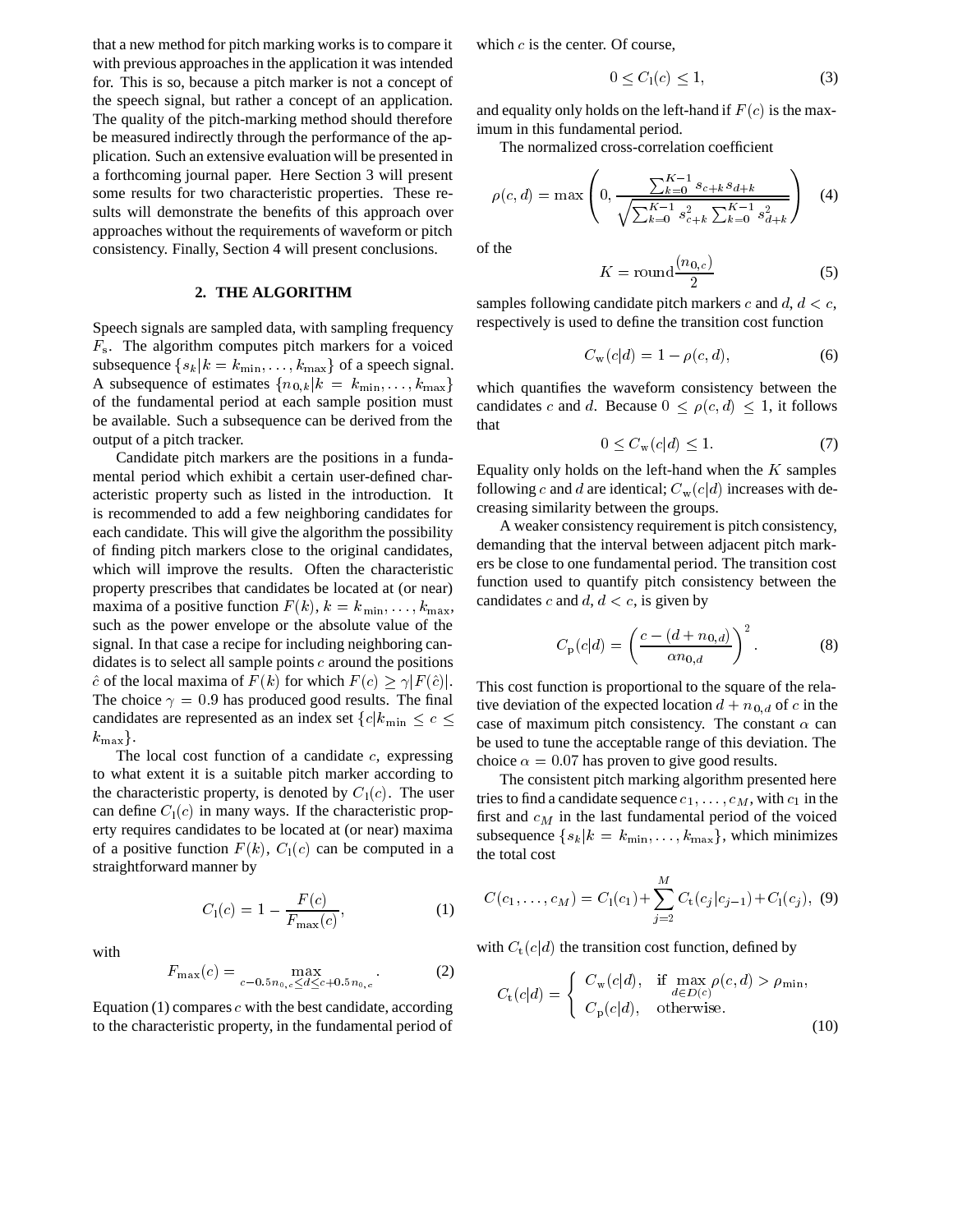that a new method for pitch marking works is to compare it with previous approaches in the application it was intended for. This is so, because a pitch marker is not a concept of the speech signal, but rather a concept of an application. The quality of the pitch-marking method should therefore be measured indirectly through the performance of the application. Such an extensive evaluation will be presented in a forthcoming journal paper. Here Section 3 will present some results for two characteristic properties. These results will demonstrate the benefits of this approach over approaches without the requirements of waveform or pitch consistency. Finally, Section 4 will present conclusions.

## 2. THE ALGORITHM

Speech signals are sampled data, with sampling frequency $F_s$. The algorithm computes pitch markers for a voiced subsequence $\{s_k | k = k_{\min}, \ldots, k_{\max}\}$ of a speech signal. A subsequence of estimates $\{n_{0,k} | k = k_{\min}, \ldots, k_{\max}\}$ of the fundamental period at each sample position must be available. Such a subsequence can be derived from the output of a pitch tracker.

Candidate pitch markers are the positions in a fundamental period which exhibit a certain user-defined characteristic property such as listed in the introduction. It is recommended to add a few neighboring candidates for each candidate. This will give the algorithm the possibility of finding pitch markers close to the original candidates, which will improve the results. Often the characteristic property prescribes that candidates be located at (or near) maxima of a positive function $F(k)$, $k = k_{\min}, \ldots, k_{\max}$, such as the power envelope or the absolute value of the signal. In that case a recipe for including neighboring candidates is to select all sample points $c$ around the positions $\hat{c}$ of the local maxima of $F(k)$ for which $F(c) \geq \gamma |F(\hat{c})|$. The choice $\gamma = 0.9$ has produced good results. The final candidates are represented as an index set $\{c | k_{\min} \leq c \leq k_{\max}\}$.

The local cost function of a candidate $c$, expressing to what extent it is a suitable pitch marker according to the characteristic property, is denoted by $C_l(c)$. The user can define $C_l(c)$ in many ways. If the characteristic property requires candidates to be located at (or near) maxima of a positive function $F(k)$, $C_l(c)$ can be computed in a straightforward manner by

$$C_l(c) = 1 - \frac{F(c)}{F_{\max}(c)}, \tag{1}$$

with

$$F_{\max}(c) = \max_{c - 0.5 n_{0,c} \leq d \leq c + 0.5 n_{0,c}}. \tag{2}$$

Equation (1) compares $c$ with the best candidate, according to the characteristic property, in the fundamental period of which $c$ is the center. Of course,

$$0 \leq C_l(c) \leq 1, \tag{3}$$

and equality only holds on the left-hand if $F(c)$ is the maximum in this fundamental period.

The normalized cross-correlation coefficient

$$\rho(c, d) = \max\left(0, \frac{\sum_{k=0}^{K-1} s_{c+k} s_{d+k}}{\sqrt{\sum_{k=0}^{K-1} s_{c+k}^2 \sum_{k=0}^{K-1} s_{d+k}^2}}\right) \tag{4}$$

of the

$$K = \text{round}\frac{(n_{0,c})}{2} \tag{5}$$

samples following candidate pitch markers $c$ and $d$, $d < c$, respectively is used to define the transition cost function

$$C_w(c|d) = 1 - \rho(c, d), \tag{6}$$

which quantifies the waveform consistency between the candidates $c$ and $d$. Because $0 \leq \rho(c, d) \leq 1$, it follows that

$$0 \leq C_w(c|d) \leq 1. \tag{7}$$

Equality only holds on the left-hand when the $K$ samples following $c$ and $d$ are identical; $C_w(c|d)$ increases with decreasing similarity between the groups.

A weaker consistency requirement is pitch consistency, demanding that the interval between adjacent pitch markers be close to one fundamental period. The transition cost function used to quantify pitch consistency between the candidates $c$ and $d$, $d < c$, is given by

$$C_p(c|d) = \left(\frac{c - (d + n_{0,d})}{\alpha n_{0,d}}\right)^2. \tag{8}$$

This cost function is proportional to the square of the relative deviation of the expected location $d + n_{0,d}$ of $c$ in the case of maximum pitch consistency. The constant $\alpha$ can be used to tune the acceptable range of this deviation. The choice $\alpha = 0.07$ has proven to give good results.

The consistent pitch marking algorithm presented here tries to find a candidate sequence $c_1, \ldots, c_M$, with $c_1$ in the first and $c_M$ in the last fundamental period of the voiced subsequence $\{s_k | k = k_{\min}, \ldots, k_{\max}\}$, which minimizes the total cost

$$C(c_1, \ldots, c_M) = C_l(c_1) + \sum_{j=2}^{M} C_t(c_j | c_{j-1}) + C_l(c_j), \tag{9}$$

with $C_t(c|d)$ the transition cost function, defined by

$$C_t(c|d) = \begin{cases} C_w(c|d), & \text{if } \max\limits_{d \in D(c)} \rho(c, d) > \rho_{\min}, \\ C_p(c|d), & \text{otherwise.} \end{cases} \tag{10}$$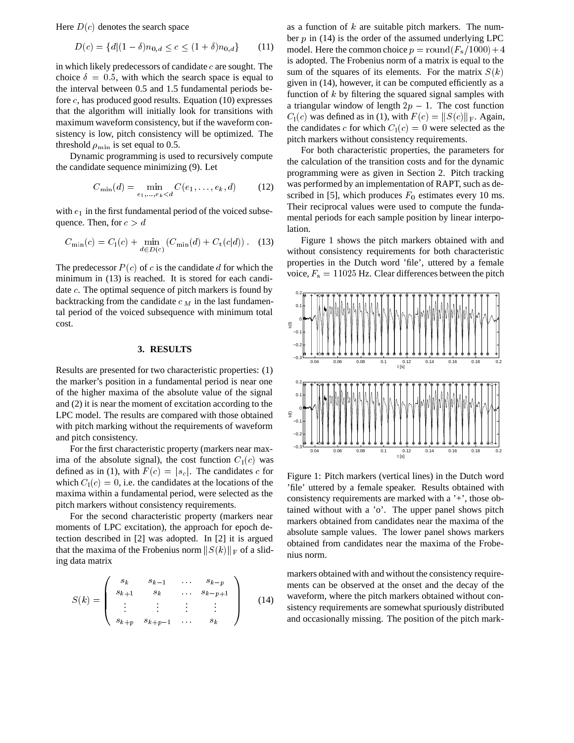Here $D(c)$ denotes the search space

$$D(c) = \{d | (1 - \delta) n_{0,d} \leq c \leq (1 + \delta) n_{0,d}\} \qquad (11)$$

in which likely predecessors of candidate $c$ are sought. The choice $\delta = 0.5$, with which the search space is equal to the interval between 0.5 and 1.5 fundamental periods before $c$, has produced good results. Equation (10) expresses that the algorithm will initially look for transitions with maximum waveform consistency, but if the waveform consistency is low, pitch consistency will be optimized. The threshold $\rho_{\min}$ is set equal to 0.5.

Dynamic programming is used to recursively compute the candidate sequence minimizing (9). Let

$$C_{\min}(d) = \min_{e_1, \ldots, e_k < d} C(e_1, \ldots, e_k, d) \qquad (12)$$

with $e_1$ in the first fundamental period of the voiced subsequence. Then, for $c > d$

$$C_{\min}(c) = C_1(c) + \min_{d \in D(c)} \left( C_{\min}(d) + C_{\mathrm{t}}(c|d) \right). \qquad (13)$$

The predecessor $P(c)$ of $c$ is the candidate $d$ for which the minimum in (13) is reached. It is stored for each candidate $c$. The optimal sequence of pitch markers is found by backtracking from the candidate $c_M$ in the last fundamental period of the voiced subsequence with minimum total cost.

## 3. RESULTS

Results are presented for two characteristic properties: (1) the marker's position in a fundamental period is near one of the higher maxima of the absolute value of the signal and (2) it is near the moment of excitation according to the LPC model. The results are compared with those obtained with pitch marking without the requirements of waveform and pitch consistency.

For the first characteristic property (markers near maxima of the absolute signal), the cost function $C_1(c)$ was defined as in (1), with $F(c) = |s_c|$. The candidates $c$ for which $C_1(c) = 0$, i.e. the candidates at the locations of the maxima within a fundamental period, were selected as the pitch markers without consistency requirements.

For the second characteristic property (markers near moments of LPC excitation), the approach for epoch detection described in [2] was adopted. In [2] it is argued that the maxima of the Frobenius norm $\|S(k)\|_{\mathrm{F}}$ of a sliding data matrix

$$S(k) = \begin{pmatrix} s_k & s_{k-1} & \ldots & s_{k-p} \\ s_{k+1} & s_k & \ldots & s_{k-p+1} \\ \vdots & \vdots & \vdots & \vdots \\ s_{k+p} & s_{k+p-1} & \ldots & s_k \end{pmatrix} \qquad (14)$$

as a function of $k$ are suitable pitch markers. The number $p$ in (14) is the order of the assumed underlying LPC model. Here the common choice $p = \mathrm{round}(F_{\mathrm{s}}/1000) + 4$ is adopted. The Frobenius norm of a matrix is equal to the sum of the squares of its elements. For the matrix $S(k)$ given in (14), however, it can be computed efficiently as a function of $k$ by filtering the squared signal samples with a triangular window of length $2p - 1$. The cost function $C_1(c)$ was defined as in (1), with $F(c) = \|S(c)\|_{\mathrm{F}}$. Again, the candidates $c$ for which $C_1(c) = 0$ were selected as the pitch markers without consistency requirements.

For both characteristic properties, the parameters for the calculation of the transition costs and for the dynamic programming were as given in Section 2. Pitch tracking was performed by an implementation of RAPT, such as described in [5], which produces $F_0$ estimates every 10 ms. Their reciprocal values were used to compute the fundamental periods for each sample position by linear interpolation.

Figure 1 shows the pitch markers obtained with and without consistency requirements for both characteristic properties in the Dutch word 'file', uttered by a female voice, $F_{\mathrm{s}} = 11025$ Hz. Clear differences between the pitch markers obtained with and without the consistency requirements can be observed at the onset and the decay of the waveform, where the pitch markers obtained without consistency requirements are somewhat spuriously distributed and occasionally missing. The position of the pitch mark-

Figure 1: Pitch markers (vertical lines) in the Dutch word 'file' uttered by a female speaker. Results obtained with consistency requirements are marked with a '+', those obtained without with a 'o'. The upper panel shows pitch markers obtained from candidates near the maxima of the absolute sample values. The lower panel shows markers obtained from candidates near the maxima of the Frobenius norm.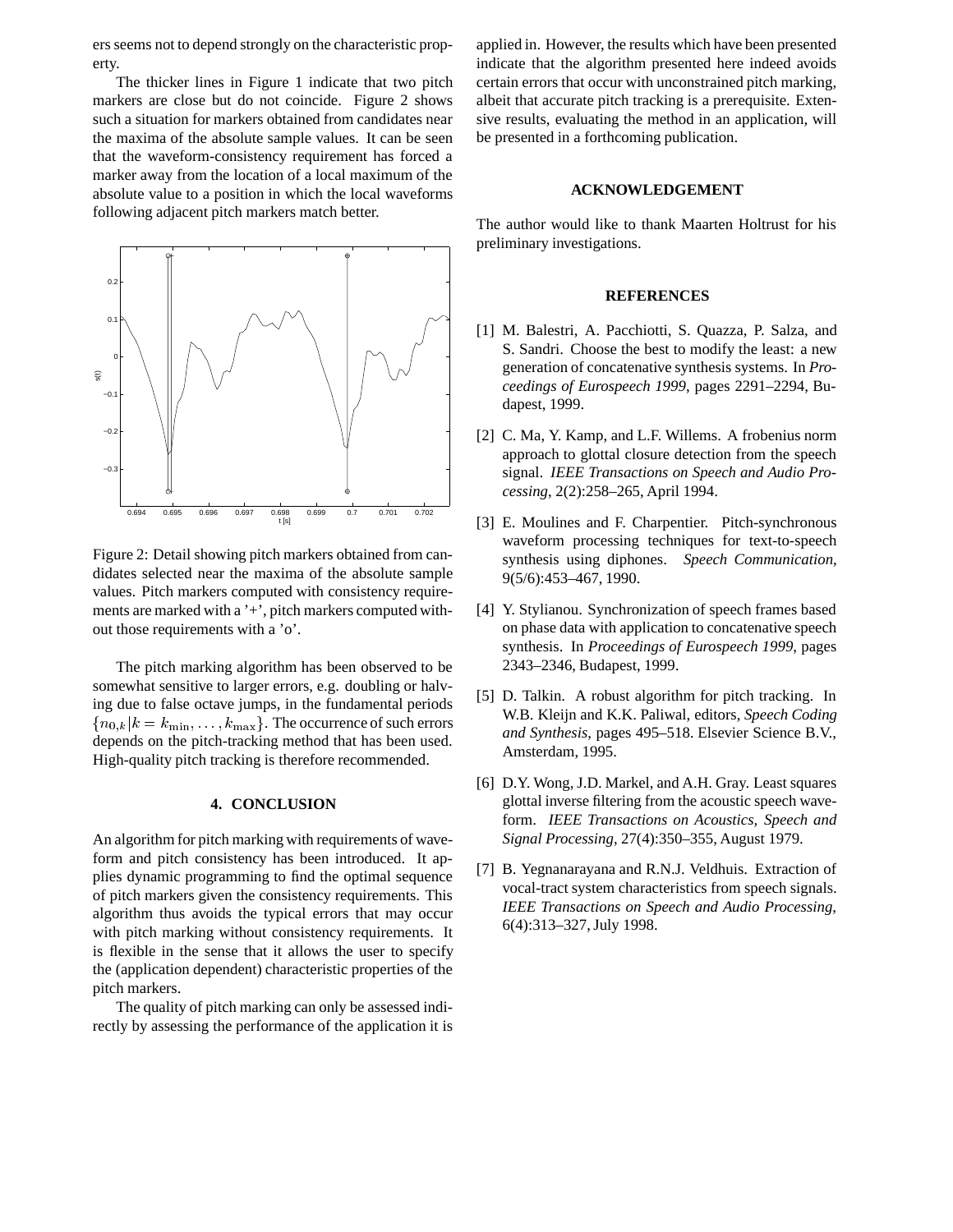ers seems not to depend strongly on the characteristic property.

The thicker lines in Figure 1 indicate that two pitch markers are close but do not coincide. Figure 2 shows such a situation for markers obtained from candidates near the maxima of the absolute sample values. It can be seen that the waveform-consistency requirement has forced a marker away from the location of a local maximum of the absolute value to a position in which the local waveforms following adjacent pitch markers match better.

0.2
0.1
0
−0.1
−0.2
−0.3
s(t)
0.694 0.695 0.696 0.697 0.698 0.699 0.7 0.701 0.702
t [s]

Figure 2: Detail showing pitch markers obtained from candidates selected near the maxima of the absolute sample values. Pitch markers computed with consistency requirements are marked with a '+', pitch markers computed without those requirements with a 'o'.

The pitch marking algorithm has been observed to be somewhat sensitive to larger errors, e.g. doubling or halving due to false octave jumps, in the fundamental periods $\{n_{0,k} | k = k_{\min}, \ldots, k_{\max}\}$. The occurrence of such errors depends on the pitch-tracking method that has been used. High-quality pitch tracking is therefore recommended.

## 4. CONCLUSION

An algorithm for pitch marking with requirements of waveform and pitch consistency has been introduced. It applies dynamic programming to find the optimal sequence of pitch markers given the consistency requirements. This algorithm thus avoids the typical errors that may occur with pitch marking without consistency requirements. It is flexible in the sense that it allows the user to specify the (application dependent) characteristic properties of the pitch markers.

The quality of pitch marking can only be assessed indirectly by assessing the performance of the application it is applied in. However, the results which have been presented indicate that the algorithm presented here indeed avoids certain errors that occur with unconstrained pitch marking, albeit that accurate pitch tracking is a prerequisite. Extensive results, evaluating the method in an application, will be presented in a forthcoming publication.

## ACKNOWLEDGEMENT

The author would like to thank Maarten Holtrust for his preliminary investigations.

## REFERENCES

[1] M. Balestri, A. Pacchiotti, S. Quazza, P. Salza, and S. Sandri. Choose the best to modify the least: a new generation of concatenative synthesis systems. In *Proceedings of Eurospeech 1999*, pages 2291–2294, Budapest, 1999.

[2] C. Ma, Y. Kamp, and L.F. Willems. A frobenius norm approach to glottal closure detection from the speech signal. *IEEE Transactions on Speech and Audio Processing*, 2(2):258–265, April 1994.

[3] E. Moulines and F. Charpentier. Pitch-synchronous waveform processing techniques for text-to-speech synthesis using diphones. *Speech Communication*, 9(5/6):453–467, 1990.

[4] Y. Stylianou. Synchronization of speech frames based on phase data with application to concatenative speech synthesis. In *Proceedings of Eurospeech 1999*, pages 2343–2346, Budapest, 1999.

[5] D. Talkin. A robust algorithm for pitch tracking. In W.B. Kleijn and K.K. Paliwal, editors, *Speech Coding and Synthesis*, pages 495–518. Elsevier Science B.V., Amsterdam, 1995.

[6] D.Y. Wong, J.D. Markel, and A.H. Gray. Least squares glottal inverse filtering from the acoustic speech waveform. *IEEE Transactions on Acoustics, Speech and Signal Processing*, 27(4):350–355, August 1979.

[7] B. Yegnanarayana and R.N.J. Veldhuis. Extraction of vocal-tract system characteristics from speech signals. *IEEE Transactions on Speech and Audio Processing*, 6(4):313–327, July 1998.